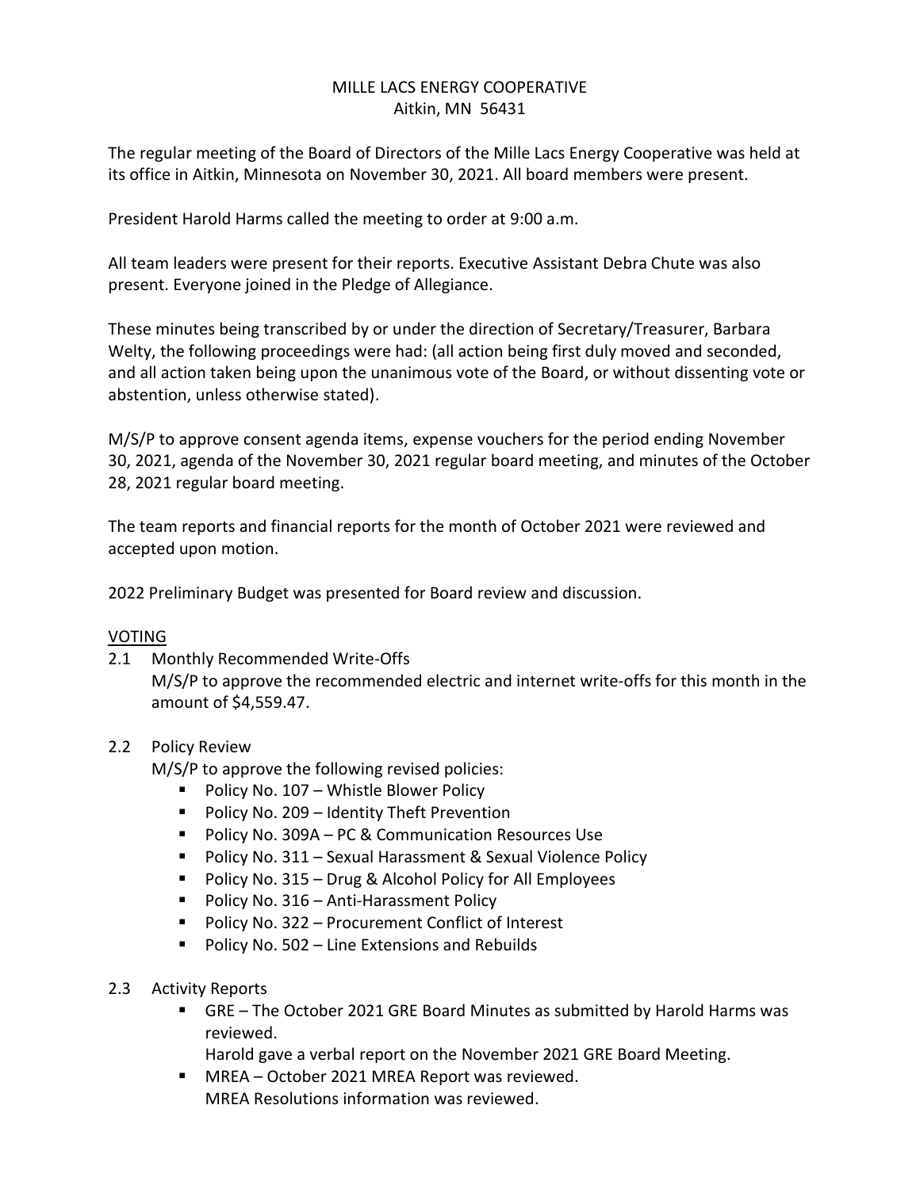MILLE LACS ENERGY COOPERATIVE
Aitkin, MN 56431

The regular meeting of the Board of Directors of the Mille Lacs Energy Cooperative was held at its office in Aitkin, Minnesota on November 30, 2021. All board members were present.

President Harold Harms called the meeting to order at 9:00 a.m.

All team leaders were present for their reports. Executive Assistant Debra Chute was also present. Everyone joined in the Pledge of Allegiance.

These minutes being transcribed by or under the direction of Secretary/Treasurer, Barbara Welty, the following proceedings were had: (all action being first duly moved and seconded, and all action taken being upon the unanimous vote of the Board, or without dissenting vote or abstention, unless otherwise stated).

M/S/P to approve consent agenda items, expense vouchers for the period ending November 30, 2021, agenda of the November 30, 2021 regular board meeting, and minutes of the October 28, 2021 regular board meeting.

The team reports and financial reports for the month of October 2021 were reviewed and accepted upon motion.

2022 Preliminary Budget was presented for Board review and discussion.

VOTING

2.1 Monthly Recommended Write-Offs
M/S/P to approve the recommended electric and internet write-offs for this month in the amount of $4,559.47.

2.2 Policy Review
M/S/P to approve the following revised policies:
- Policy No. 107 – Whistle Blower Policy
- Policy No. 209 – Identity Theft Prevention
- Policy No. 309A – PC & Communication Resources Use
- Policy No. 311 – Sexual Harassment & Sexual Violence Policy
- Policy No. 315 – Drug & Alcohol Policy for All Employees
- Policy No. 316 – Anti-Harassment Policy
- Policy No. 322 – Procurement Conflict of Interest
- Policy No. 502 – Line Extensions and Rebuilds

2.3 Activity Reports
- GRE – The October 2021 GRE Board Minutes as submitted by Harold Harms was reviewed.
  Harold gave a verbal report on the November 2021 GRE Board Meeting.
- MREA – October 2021 MREA Report was reviewed.
  MREA Resolutions information was reviewed.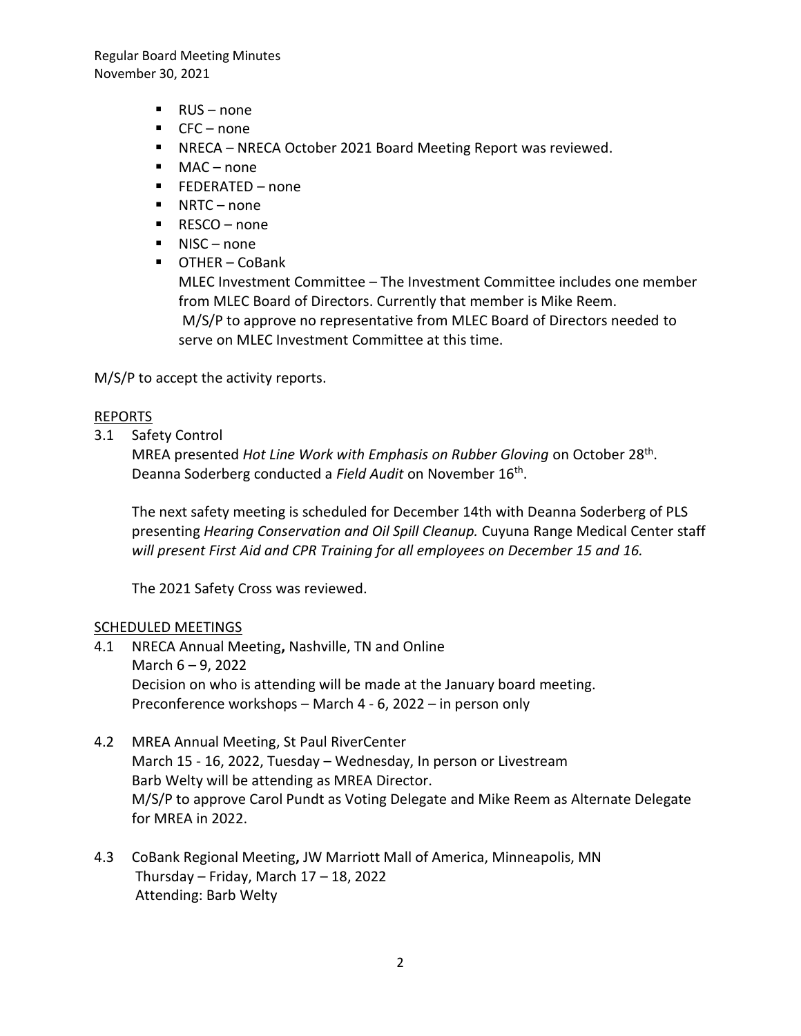- RUS – none
- CFC – none
- NRECA – NRECA October 2021 Board Meeting Report was reviewed.
- MAC – none
- FEDERATED – none
- NRTC – none
- RESCO – none
- NISC – none
- OTHER – CoBank

  MLEC Investment Committee – The Investment Committee includes one member from MLEC Board of Directors. Currently that member is Mike Reem.
  M/S/P to approve no representative from MLEC Board of Directors needed to serve on MLEC Investment Committee at this time.

M/S/P to accept the activity reports.

## REPORTS

3.1 Safety Control

MREA presented *Hot Line Work with Emphasis on Rubber Gloving* on October 28th. Deanna Soderberg conducted a *Field Audit* on November 16th.

The next safety meeting is scheduled for December 14th with Deanna Soderberg of PLS presenting *Hearing Conservation and Oil Spill Cleanup.* Cuyuna Range Medical Center staff *will present First Aid and CPR Training for all employees on December 15 and 16.*

The 2021 Safety Cross was reviewed.

## SCHEDULED MEETINGS

4.1 NRECA Annual Meeting**,** Nashville, TN and Online
March 6 – 9, 2022
Decision on who is attending will be made at the January board meeting.
Preconference workshops – March 4 - 6, 2022 – in person only

4.2 MREA Annual Meeting, St Paul RiverCenter
March 15 - 16, 2022, Tuesday – Wednesday, In person or Livestream
Barb Welty will be attending as MREA Director.
M/S/P to approve Carol Pundt as Voting Delegate and Mike Reem as Alternate Delegate for MREA in 2022.

4.3 CoBank Regional Meeting**,** JW Marriott Mall of America, Minneapolis, MN
Thursday – Friday, March 17 – 18, 2022
Attending: Barb Welty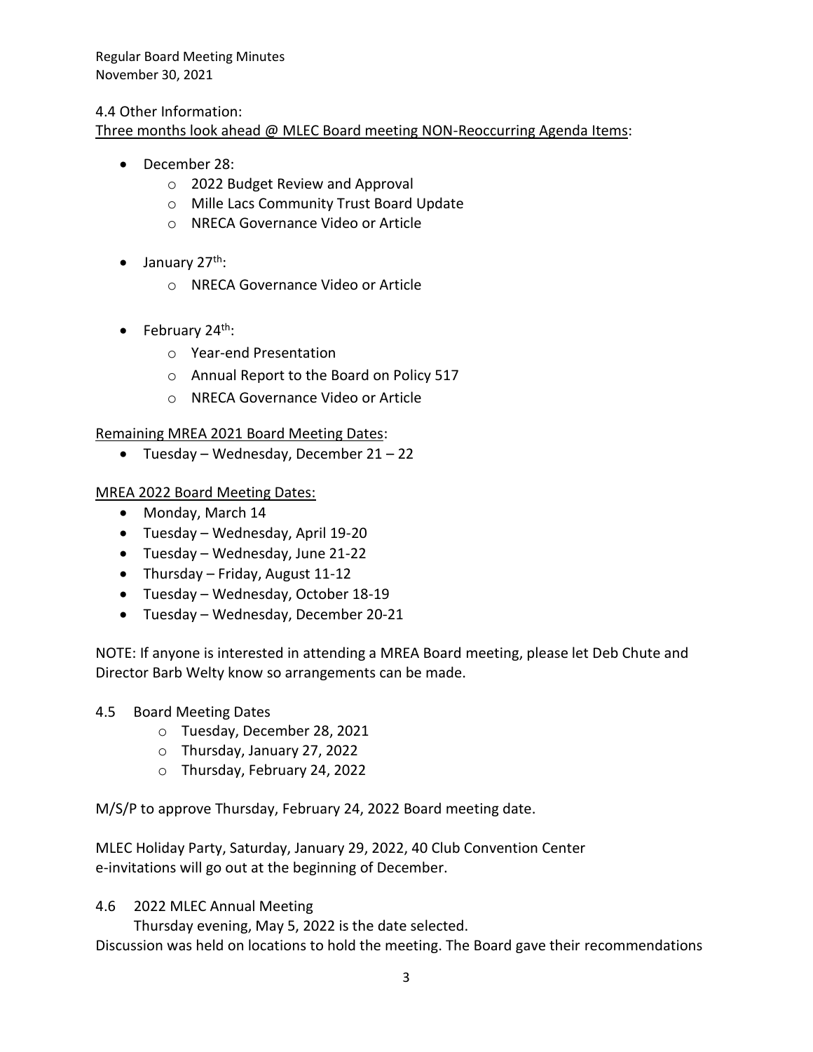4.4 Other Information:

Three months look ahead @ MLEC Board meeting NON-Reoccurring Agenda Items:

- December 28:
  - 2022 Budget Review and Approval
  - Mille Lacs Community Trust Board Update
  - NRECA Governance Video or Article
- January 27th:
  - NRECA Governance Video or Article
- February 24th:
  - Year-end Presentation
  - Annual Report to the Board on Policy 517
  - NRECA Governance Video or Article

Remaining MREA 2021 Board Meeting Dates:

- Tuesday – Wednesday, December 21 – 22

MREA 2022 Board Meeting Dates:

- Monday, March 14
- Tuesday – Wednesday, April 19-20
- Tuesday – Wednesday, June 21-22
- Thursday – Friday, August 11-12
- Tuesday – Wednesday, October 18-19
- Tuesday – Wednesday, December 20-21

NOTE: If anyone is interested in attending a MREA Board meeting, please let Deb Chute and Director Barb Welty know so arrangements can be made.

4.5 Board Meeting Dates

- Tuesday, December 28, 2021
- Thursday, January 27, 2022
- Thursday, February 24, 2022

M/S/P to approve Thursday, February 24, 2022 Board meeting date.

MLEC Holiday Party, Saturday, January 29, 2022, 40 Club Convention Center
e-invitations will go out at the beginning of December.

4.6 2022 MLEC Annual Meeting

Thursday evening, May 5, 2022 is the date selected.

Discussion was held on locations to hold the meeting. The Board gave their recommendations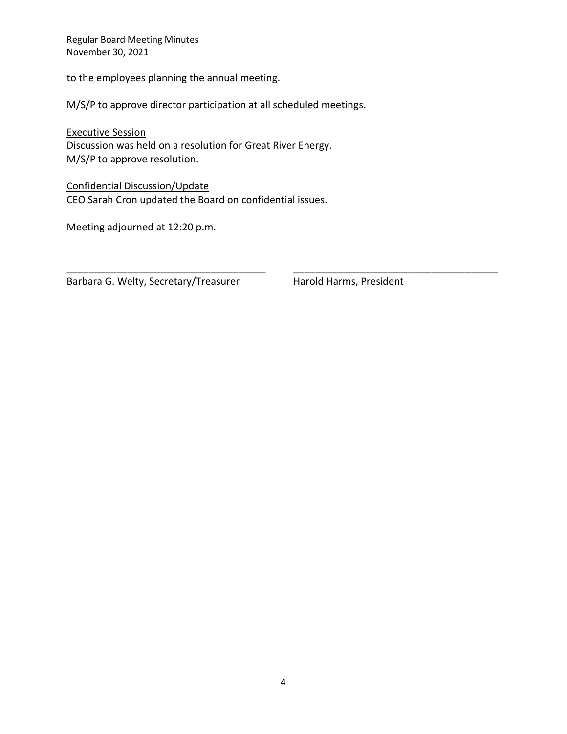to the employees planning the annual meeting.

M/S/P to approve director participation at all scheduled meetings.

Executive Session

Discussion was held on a resolution for Great River Energy.
M/S/P to approve resolution.

Confidential Discussion/Update

CEO Sarah Cron updated the Board on confidential issues.

Meeting adjourned at 12:20 p.m.

| | |
|---|---|
| ____________________________________ | ____________________________________ |
| Barbara G. Welty, Secretary/Treasurer | Harold Harms, President |